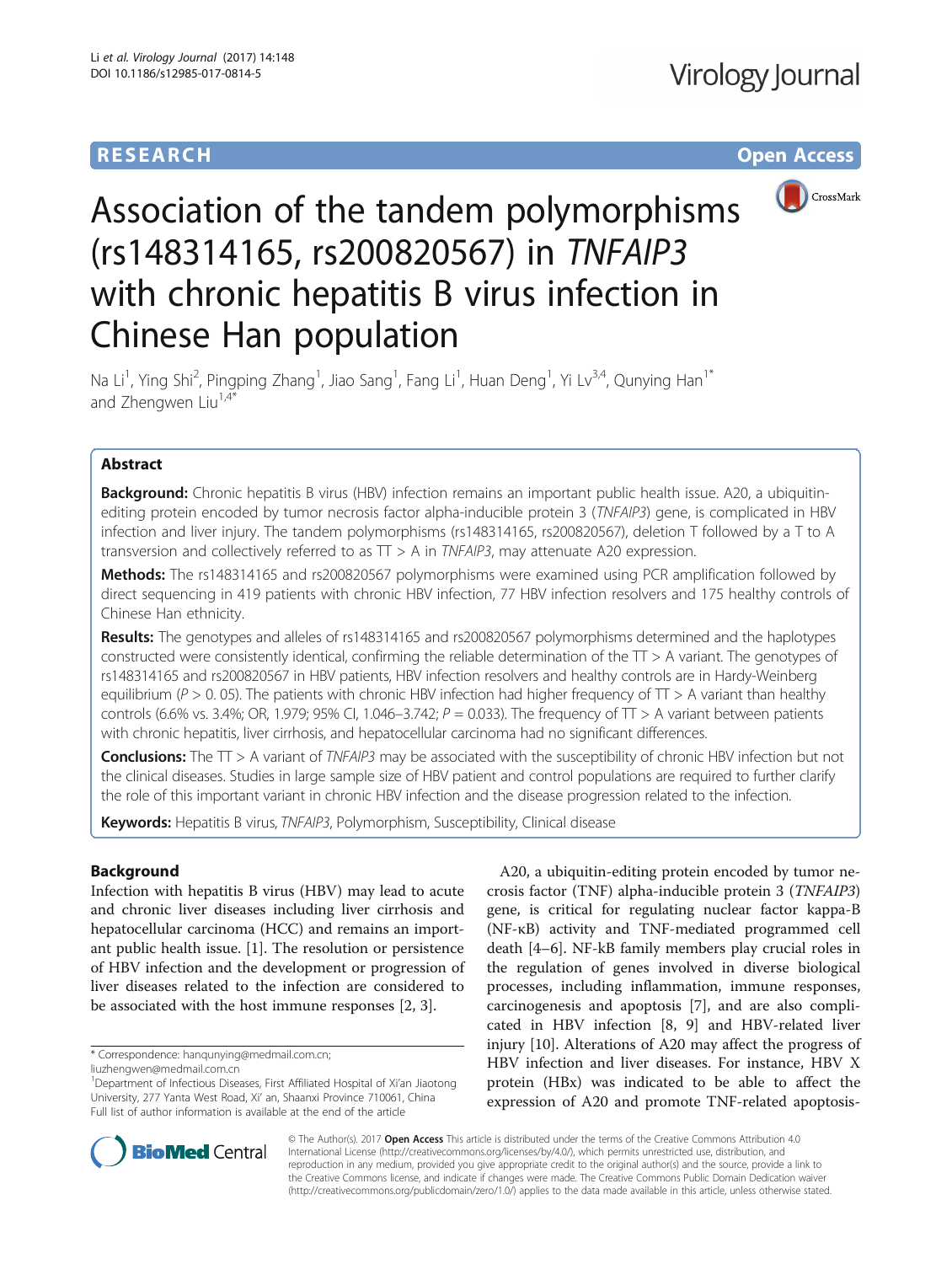RESEARCH Open Access

# Association of the tandem polymorphisms (rs148314165, rs200820567) in *TNFAIP3* with chronic hepatitis B virus infection in Chinese Han population

Na Li[1], Ying Shi[2], Pingping Zhang[1], Jiao Sang[1], Fang Li[1], Huan Deng[1], Yi Lv[3,4], Qunying Han[1*] and Zhengwen Liu[1,4*]

## Abstract

**Background:** Chronic hepatitis B virus (HBV) infection remains an important public health issue. A20, a ubiquitin-editing protein encoded by tumor necrosis factor alpha-inducible protein 3 (*TNFAIP3*) gene, is complicated in HBV infection and liver injury. The tandem polymorphisms (rs148314165, rs200820567), deletion T followed by a T to A transversion and collectively referred to as TT > A in *TNFAIP3*, may attenuate A20 expression.

**Methods:** The rs148314165 and rs200820567 polymorphisms were examined using PCR amplification followed by direct sequencing in 419 patients with chronic HBV infection, 77 HBV infection resolvers and 175 healthy controls of Chinese Han ethnicity.

**Results:** The genotypes and alleles of rs148314165 and rs200820567 polymorphisms determined and the haplotypes constructed were consistently identical, confirming the reliable determination of the TT > A variant. The genotypes of rs148314165 and rs200820567 in HBV patients, HBV infection resolvers and healthy controls are in Hardy-Weinberg equilibrium ($P > 0.05$). The patients with chronic HBV infection had higher frequency of TT > A variant than healthy controls (6.6% vs. 3.4%; OR, 1.979; 95% CI, 1.046–3.742; $P = 0.033$). The frequency of TT > A variant between patients with chronic hepatitis, liver cirrhosis, and hepatocellular carcinoma had no significant differences.

**Conclusions:** The TT > A variant of *TNFAIP3* may be associated with the susceptibility of chronic HBV infection but not the clinical diseases. Studies in large sample size of HBV patient and control populations are required to further clarify the role of this important variant in chronic HBV infection and the disease progression related to the infection.

**Keywords:** Hepatitis B virus, *TNFAIP3*, Polymorphism, Susceptibility, Clinical disease

## Background

Infection with hepatitis B virus (HBV) may lead to acute and chronic liver diseases including liver cirrhosis and hepatocellular carcinoma (HCC) and remains an important public health issue. [1]. The resolution or persistence of HBV infection and the development or progression of liver diseases related to the infection are considered to be associated with the host immune responses [2, 3].

A20, a ubiquitin-editing protein encoded by tumor necrosis factor (TNF) alpha-inducible protein 3 (*TNFAIP3*) gene, is critical for regulating nuclear factor kappa-B (NF-κB) activity and TNF-mediated programmed cell death [4–6]. NF-kB family members play crucial roles in the regulation of genes involved in diverse biological processes, including inflammation, immune responses, carcinogenesis and apoptosis [7], and are also complicated in HBV infection [8, 9] and HBV-related liver injury [10]. Alterations of A20 may affect the progress of HBV infection and liver diseases. For instance, HBV X protein (HBx) was indicated to be able to affect the expression of A20 and promote TNF-related apoptosis-

\* Correspondence: hanqunying@medmail.com.cn; liuzhengwen@medmail.com.cn

[1]Department of Infectious Diseases, First Affiliated Hospital of Xi'an Jiaotong University, 277 Yanta West Road, Xi' an, Shaanxi Province 710061, China

Full list of author information is available at the end of the article

© The Author(s). 2017 **Open Access** This article is distributed under the terms of the Creative Commons Attribution 4.0 International License (http://creativecommons.org/licenses/by/4.0/), which permits unrestricted use, distribution, and reproduction in any medium, provided you give appropriate credit to the original author(s) and the source, provide a link to the Creative Commons license, and indicate if changes were made. The Creative Commons Public Domain Dedication waiver (http://creativecommons.org/publicdomain/zero/1.0/) applies to the data made available in this article, unless otherwise stated.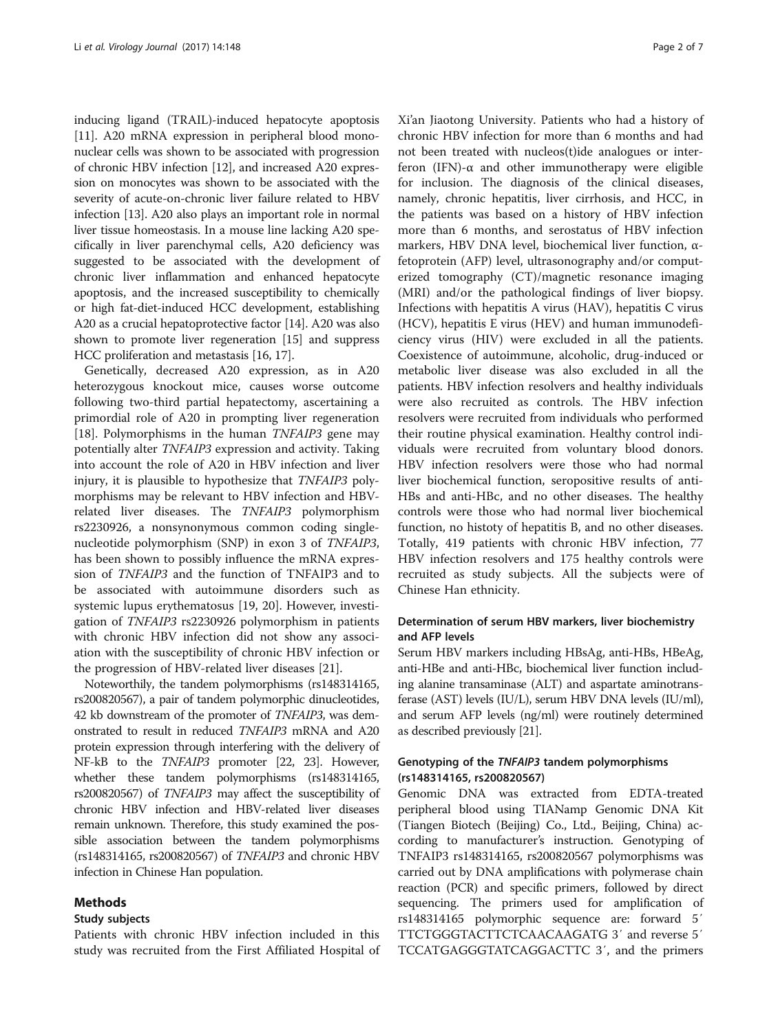inducing ligand (TRAIL)-induced hepatocyte apoptosis [11]. A20 mRNA expression in peripheral blood mononuclear cells was shown to be associated with progression of chronic HBV infection [12], and increased A20 expression on monocytes was shown to be associated with the severity of acute-on-chronic liver failure related to HBV infection [13]. A20 also plays an important role in normal liver tissue homeostasis. In a mouse line lacking A20 specifically in liver parenchymal cells, A20 deficiency was suggested to be associated with the development of chronic liver inflammation and enhanced hepatocyte apoptosis, and the increased susceptibility to chemically or high fat-diet-induced HCC development, establishing A20 as a crucial hepatoprotective factor [14]. A20 was also shown to promote liver regeneration [15] and suppress HCC proliferation and metastasis [16, 17].

Genetically, decreased A20 expression, as in A20 heterozygous knockout mice, causes worse outcome following two-third partial hepatectomy, ascertaining a primordial role of A20 in prompting liver regeneration [18]. Polymorphisms in the human *TNFAIP3* gene may potentially alter *TNFAIP3* expression and activity. Taking into account the role of A20 in HBV infection and liver injury, it is plausible to hypothesize that *TNFAIP3* polymorphisms may be relevant to HBV infection and HBV-related liver diseases. The *TNFAIP3* polymorphism rs2230926, a nonsynonymous common coding single-nucleotide polymorphism (SNP) in exon 3 of *TNFAIP3*, has been shown to possibly influence the mRNA expression of *TNFAIP3* and the function of TNFAIP3 and to be associated with autoimmune disorders such as systemic lupus erythematosus [19, 20]. However, investigation of *TNFAIP3* rs2230926 polymorphism in patients with chronic HBV infection did not show any association with the susceptibility of chronic HBV infection or the progression of HBV-related liver diseases [21].

Noteworthily, the tandem polymorphisms (rs148314165, rs200820567), a pair of tandem polymorphic dinucleotides, 42 kb downstream of the promoter of *TNFAIP3*, was demonstrated to result in reduced *TNFAIP3* mRNA and A20 protein expression through interfering with the delivery of NF-kB to the *TNFAIP3* promoter [22, 23]. However, whether these tandem polymorphisms (rs148314165, rs200820567) of *TNFAIP3* may affect the susceptibility of chronic HBV infection and HBV-related liver diseases remain unknown. Therefore, this study examined the possible association between the tandem polymorphisms (rs148314165, rs200820567) of *TNFAIP3* and chronic HBV infection in Chinese Han population.

## Methods

### Study subjects

Patients with chronic HBV infection included in this study was recruited from the First Affiliated Hospital of Xi'an Jiaotong University. Patients who had a history of chronic HBV infection for more than 6 months and had not been treated with nucleos(t)ide analogues or interferon (IFN)-α and other immunotherapy were eligible for inclusion. The diagnosis of the clinical diseases, namely, chronic hepatitis, liver cirrhosis, and HCC, in the patients was based on a history of HBV infection more than 6 months, and serostatus of HBV infection markers, HBV DNA level, biochemical liver function, α-fetoprotein (AFP) level, ultrasonography and/or computerized tomography (CT)/magnetic resonance imaging (MRI) and/or the pathological findings of liver biopsy. Infections with hepatitis A virus (HAV), hepatitis C virus (HCV), hepatitis E virus (HEV) and human immunodeficiency virus (HIV) were excluded in all the patients. Coexistence of autoimmune, alcoholic, drug-induced or metabolic liver disease was also excluded in all the patients. HBV infection resolvers and healthy individuals were also recruited as controls. The HBV infection resolvers were recruited from individuals who performed their routine physical examination. Healthy control individuals were recruited from voluntary blood donors. HBV infection resolvers were those who had normal liver biochemical function, seropositive results of anti-HBs and anti-HBc, and no other diseases. The healthy controls were those who had normal liver biochemical function, no histoty of hepatitis B, and no other diseases. Totally, 419 patients with chronic HBV infection, 77 HBV infection resolvers and 175 healthy controls were recruited as study subjects. All the subjects were of Chinese Han ethnicity.

### Determination of serum HBV markers, liver biochemistry and AFP levels

Serum HBV markers including HBsAg, anti-HBs, HBeAg, anti-HBe and anti-HBc, biochemical liver function including alanine transaminase (ALT) and aspartate aminotransferase (AST) levels (IU/L), serum HBV DNA levels (IU/ml), and serum AFP levels (ng/ml) were routinely determined as described previously [21].

### Genotyping of the *TNFAIP3* tandem polymorphisms (rs148314165, rs200820567)

Genomic DNA was extracted from EDTA-treated peripheral blood using TIANamp Genomic DNA Kit (Tiangen Biotech (Beijing) Co., Ltd., Beijing, China) according to manufacturer's instruction. Genotyping of TNFAIP3 rs148314165, rs200820567 polymorphisms was carried out by DNA amplifications with polymerase chain reaction (PCR) and specific primers, followed by direct sequencing. The primers used for amplification of rs148314165 polymorphic sequence are: forward 5′ TTCTGGGTACTTCTCAACAAGATG 3′ and reverse 5′ TCCATGAGGGTATCAGGACTTC 3′, and the primers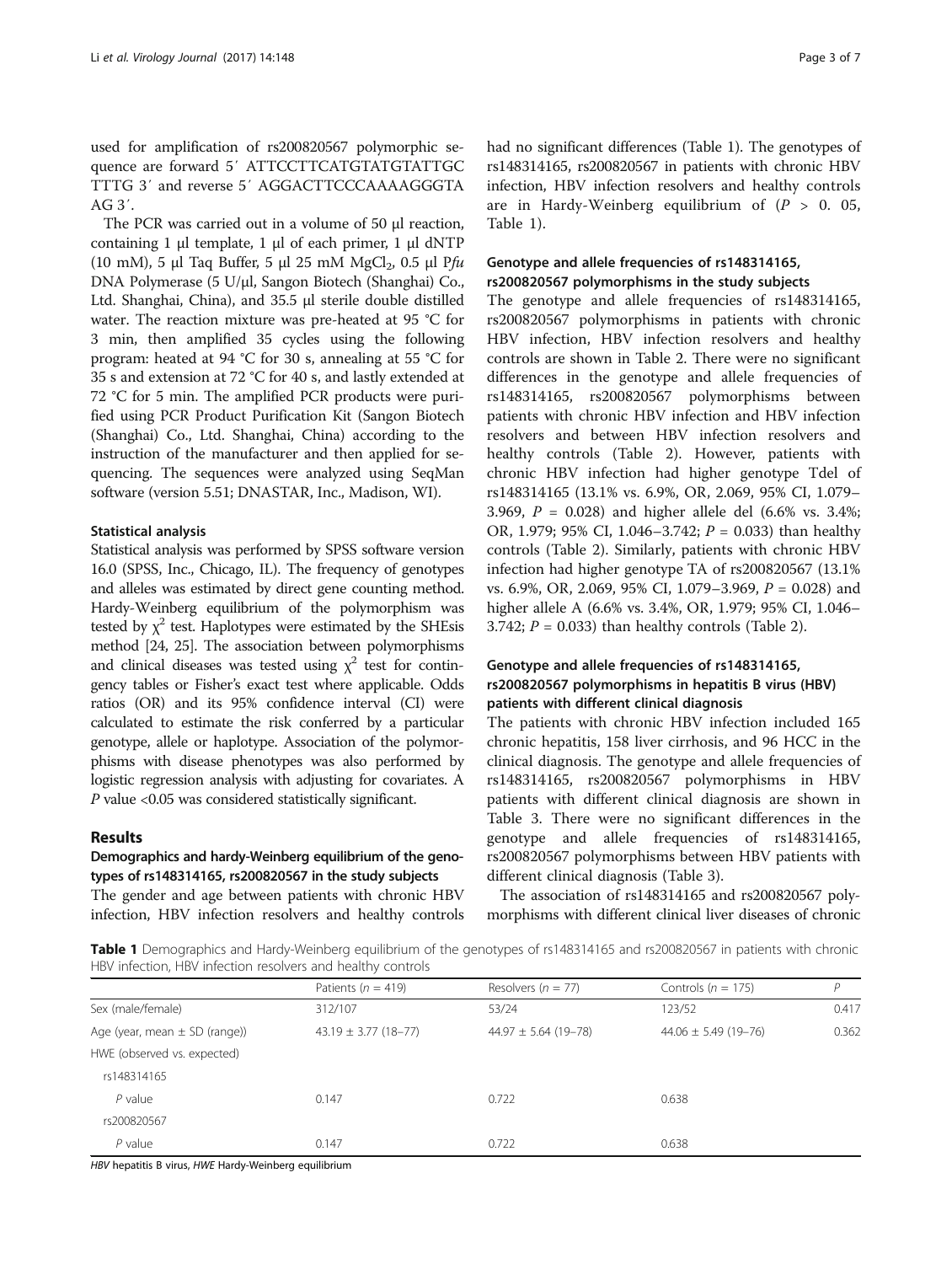used for amplification of rs200820567 polymorphic sequence are forward 5′ ATTCCTTCATGTATGTATTGC TTTG 3′ and reverse 5′ AGGACTTCCCAAAAGGGTA AG 3′.

The PCR was carried out in a volume of 50 μl reaction, containing 1 μl template, 1 μl of each primer, 1 μl dNTP (10 mM), 5 μl Taq Buffer, 5 μl 25 mM $MgCl_2$, 0.5 μl P*fu* DNA Polymerase (5 U/μl, Sangon Biotech (Shanghai) Co., Ltd. Shanghai, China), and 35.5 μl sterile double distilled water. The reaction mixture was pre-heated at 95 °C for 3 min, then amplified 35 cycles using the following program: heated at 94 °C for 30 s, annealing at 55 °C for 35 s and extension at 72 °C for 40 s, and lastly extended at 72 °C for 5 min. The amplified PCR products were purified using PCR Product Purification Kit (Sangon Biotech (Shanghai) Co., Ltd. Shanghai, China) according to the instruction of the manufacturer and then applied for sequencing. The sequences were analyzed using SeqMan software (version 5.51; DNASTAR, Inc., Madison, WI).

#### Statistical analysis

Statistical analysis was performed by SPSS software version 16.0 (SPSS, Inc., Chicago, IL). The frequency of genotypes and alleles was estimated by direct gene counting method. Hardy-Weinberg equilibrium of the polymorphism was tested by $\chi^2$ test. Haplotypes were estimated by the SHEsis method [24, 25]. The association between polymorphisms and clinical diseases was tested using $\chi^2$ test for contingency tables or Fisher's exact test where applicable. Odds ratios (OR) and its 95% confidence interval (CI) were calculated to estimate the risk conferred by a particular genotype, allele or haplotype. Association of the polymorphisms with disease phenotypes was also performed by logistic regression analysis with adjusting for covariates. A $P$ value <0.05 was considered statistically significant.

## Results

#### Demographics and hardy-Weinberg equilibrium of the genotypes of rs148314165, rs200820567 in the study subjects

The gender and age between patients with chronic HBV infection, HBV infection resolvers and healthy controls had no significant differences (Table 1). The genotypes of rs148314165, rs200820567 in patients with chronic HBV infection, HBV infection resolvers and healthy controls are in Hardy-Weinberg equilibrium of ($P$ > 0. 05, Table 1).

#### Genotype and allele frequencies of rs148314165, rs200820567 polymorphisms in the study subjects

The genotype and allele frequencies of rs148314165, rs200820567 polymorphisms in patients with chronic HBV infection, HBV infection resolvers and healthy controls are shown in Table 2. There were no significant differences in the genotype and allele frequencies of rs148314165, rs200820567 polymorphisms between patients with chronic HBV infection and HBV infection resolvers and between HBV infection resolvers and healthy controls (Table 2). However, patients with chronic HBV infection had higher genotype Tdel of rs148314165 (13.1% vs. 6.9%, OR, 2.069, 95% CI, 1.079–3.969, $P$ = 0.028) and higher allele del (6.6% vs. 3.4%; OR, 1.979; 95% CI, 1.046–3.742; $P$ = 0.033) than healthy controls (Table 2). Similarly, patients with chronic HBV infection had higher genotype TA of rs200820567 (13.1% vs. 6.9%, OR, 2.069, 95% CI, 1.079–3.969, $P$ = 0.028) and higher allele A (6.6% vs. 3.4%, OR, 1.979; 95% CI, 1.046–3.742; $P$ = 0.033) than healthy controls (Table 2).

#### Genotype and allele frequencies of rs148314165, rs200820567 polymorphisms in hepatitis B virus (HBV) patients with different clinical diagnosis

The patients with chronic HBV infection included 165 chronic hepatitis, 158 liver cirrhosis, and 96 HCC in the clinical diagnosis. The genotype and allele frequencies of rs148314165, rs200820567 polymorphisms in HBV patients with different clinical diagnosis are shown in Table 3. There were no significant differences in the genotype and allele frequencies of rs148314165, rs200820567 polymorphisms between HBV patients with different clinical diagnosis (Table 3).

The association of rs148314165 and rs200820567 polymorphisms with different clinical liver diseases of chronic

**Table 1** Demographics and Hardy-Weinberg equilibrium of the genotypes of rs148314165 and rs200820567 in patients with chronic HBV infection, HBV infection resolvers and healthy controls

| | Patients ($n$ = 419) | Resolvers ($n$ = 77) | Controls ($n$ = 175) | $P$ |
|---|---|---|---|---|
| Sex (male/female) | 312/107 | 53/24 | 123/52 | 0.417 |
| Age (year, mean ± SD (range)) | 43.19 ± 3.77 (18–77) | 44.97 ± 5.64 (19–78) | 44.06 ± 5.49 (19–76) | 0.362 |
| HWE (observed vs. expected) | | | | |
| rs148314165 | | | | |
| $P$ value | 0.147 | 0.722 | 0.638 | |
| rs200820567 | | | | |
| $P$ value | 0.147 | 0.722 | 0.638 | |

*HBV* hepatitis B virus, *HWE* Hardy-Weinberg equilibrium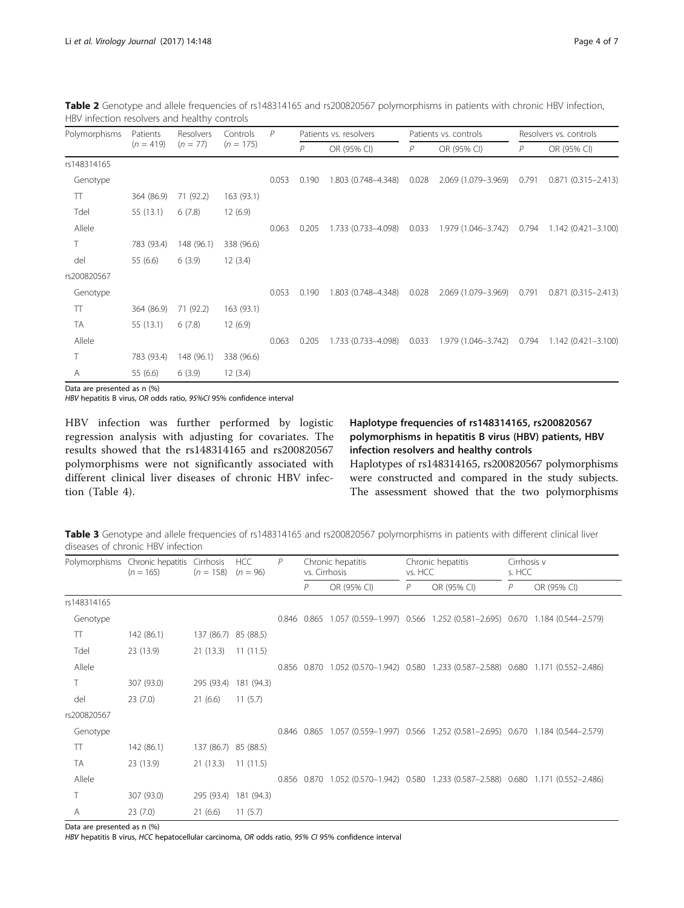**Table 2** Genotype and allele frequencies of rs148314165 and rs200820567 polymorphisms in patients with chronic HBV infection, HBV infection resolvers and healthy controls

| Polymorphisms | Patients (*n* = 419) | Resolvers (*n* = 77) | Controls (*n* = 175) | *P* | Patients vs. resolvers | | Patients vs. controls | | Resolvers vs. controls | |
|---|---|---|---|---|---|---|---|---|---|---|
| | | | | | *P* | OR (95% CI) | *P* | OR (95% CI) | *P* | OR (95% CI) |
| rs148314165 | | | | | | | | | | |
| Genotype | | | | 0.053 | 0.190 | 1.803 (0.748–4.348) | 0.028 | 2.069 (1.079–3.969) | 0.791 | 0.871 (0.315–2.413) |
| TT | 364 (86.9) | 71 (92.2) | 163 (93.1) | | | | | | | |
| Tdel | 55 (13.1) | 6 (7.8) | 12 (6.9) | | | | | | | |
| Allele | | | | 0.063 | 0.205 | 1.733 (0.733–4.098) | 0.033 | 1.979 (1.046–3.742) | 0.794 | 1.142 (0.421–3.100) |
| T | 783 (93.4) | 148 (96.1) | 338 (96.6) | | | | | | | |
| del | 55 (6.6) | 6 (3.9) | 12 (3.4) | | | | | | | |
| rs200820567 | | | | | | | | | | |
| Genotype | | | | 0.053 | 0.190 | 1.803 (0.748–4.348) | 0.028 | 2.069 (1.079–3.969) | 0.791 | 0.871 (0.315–2.413) |
| TT | 364 (86.9) | 71 (92.2) | 163 (93.1) | | | | | | | |
| TA | 55 (13.1) | 6 (7.8) | 12 (6.9) | | | | | | | |
| Allele | | | | 0.063 | 0.205 | 1.733 (0.733–4.098) | 0.033 | 1.979 (1.046–3.742) | 0.794 | 1.142 (0.421–3.100) |
| T | 783 (93.4) | 148 (96.1) | 338 (96.6) | | | | | | | |
| A | 55 (6.6) | 6 (3.9) | 12 (3.4) | | | | | | | |

Data are presented as n (%)

*HBV* hepatitis B virus, *OR* odds ratio, *95%CI* 95% confidence interval

HBV infection was further performed by logistic regression analysis with adjusting for covariates. The results showed that the rs148314165 and rs200820567 polymorphisms were not significantly associated with different clinical liver diseases of chronic HBV infection (Table 4).

### Haplotype frequencies of rs148314165, rs200820567 polymorphisms in hepatitis B virus (HBV) patients, HBV infection resolvers and healthy controls

Haplotypes of rs148314165, rs200820567 polymorphisms were constructed and compared in the study subjects. The assessment showed that the two polymorphisms

**Table 3** Genotype and allele frequencies of rs148314165 and rs200820567 polymorphisms in patients with different clinical liver diseases of chronic HBV infection

| Polymorphisms | Chronic hepatitis (*n* = 165) | Cirrhosis (*n* = 158) | HCC (*n* = 96) | *P* | Chronic hepatitis vs. Cirrhosis | | Chronic hepatitis vs. HCC | | Cirrhosis vs. HCC | |
|---|---|---|---|---|---|---|---|---|---|---|
| | | | | | *P* | OR (95% CI) | *P* | OR (95% CI) | *P* | OR (95% CI) |
| rs148314165 | | | | | | | | | | |
| Genotype | | | | 0.846 | 0.865 | 1.057 (0.559–1.997) | 0.566 | 1.252 (0.581–2.695) | 0.670 | 1.184 (0.544–2.579) |
| TT | 142 (86.1) | 137 (86.7) | 85 (88.5) | | | | | | | |
| Tdel | 23 (13.9) | 21 (13.3) | 11 (11.5) | | | | | | | |
| Allele | | | | 0.856 | 0.870 | 1.052 (0.570–1.942) | 0.580 | 1.233 (0.587–2.588) | 0.680 | 1.171 (0.552–2.486) |
| T | 307 (93.0) | 295 (93.4) | 181 (94.3) | | | | | | | |
| del | 23 (7.0) | 21 (6.6) | 11 (5.7) | | | | | | | |
| rs200820567 | | | | | | | | | | |
| Genotype | | | | 0.846 | 0.865 | 1.057 (0.559–1.997) | 0.566 | 1.252 (0.581–2.695) | 0.670 | 1.184 (0.544–2.579) |
| TT | 142 (86.1) | 137 (86.7) | 85 (88.5) | | | | | | | |
| TA | 23 (13.9) | 21 (13.3) | 11 (11.5) | | | | | | | |
| Allele | | | | 0.856 | 0.870 | 1.052 (0.570–1.942) | 0.580 | 1.233 (0.587–2.588) | 0.680 | 1.171 (0.552–2.486) |
| T | 307 (93.0) | 295 (93.4) | 181 (94.3) | | | | | | | |
| A | 23 (7.0) | 21 (6.6) | 11 (5.7) | | | | | | | |

Data are presented as n (%)

*HBV* hepatitis B virus, *HCC* hepatocellular carcinoma, *OR* odds ratio, *95% CI* 95% confidence interval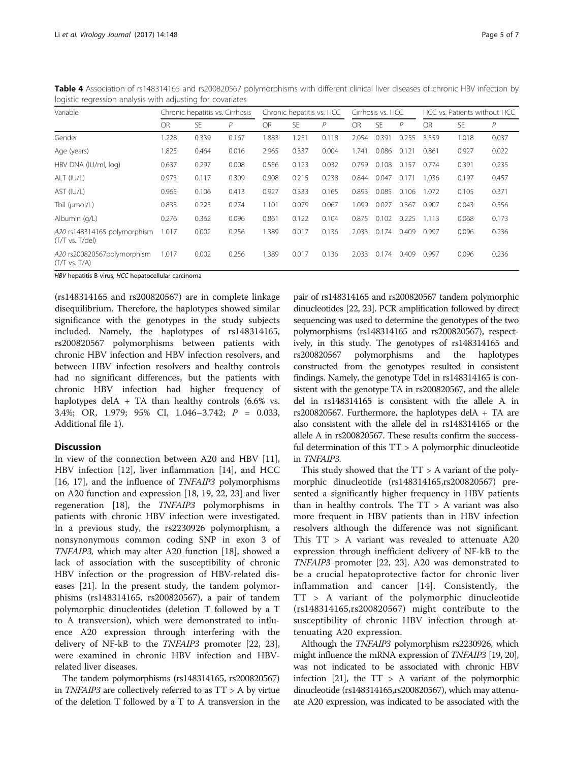**Table 4** Association of rs148314165 and rs200820567 polymorphisms with different clinical liver diseases of chronic HBV infection by logistic regression analysis with adjusting for covariates

| Variable | Chronic hepatitis vs. Cirrhosis | | | Chronic hepatitis vs. HCC | | | Cirrhosis vs. HCC | | | HCC vs. Patients without HCC | | |
|---|---|---|---|---|---|---|---|---|---|---|---|---|
| | OR | SE | P | OR | SE | P | OR | SE | P | OR | SE | P |
| Gender | 1.228 | 0.339 | 0.167 | 1.883 | 1.251 | 0.118 | 2.054 | 0.391 | 0.255 | 3.559 | 1.018 | 0.037 |
| Age (years) | 1.825 | 0.464 | 0.016 | 2.965 | 0.337 | 0.004 | 1.741 | 0.086 | 0.121 | 0.861 | 0.927 | 0.022 |
| HBV DNA (IU/ml, log) | 0.637 | 0.297 | 0.008 | 0.556 | 0.123 | 0.032 | 0.799 | 0.108 | 0.157 | 0.774 | 0.391 | 0.235 |
| ALT (IU/L) | 0.973 | 0.117 | 0.309 | 0.908 | 0.215 | 0.238 | 0.844 | 0.047 | 0.171 | 1.036 | 0.197 | 0.457 |
| AST (IU/L) | 0.965 | 0.106 | 0.413 | 0.927 | 0.333 | 0.165 | 0.893 | 0.085 | 0.106 | 1.072 | 0.105 | 0.371 |
| Tbil (μmol/L) | 0.833 | 0.225 | 0.274 | 1.101 | 0.079 | 0.067 | 1.099 | 0.027 | 0.367 | 0.907 | 0.043 | 0.556 |
| Albumin (g/L) | 0.276 | 0.362 | 0.096 | 0.861 | 0.122 | 0.104 | 0.875 | 0.102 | 0.225 | 1.113 | 0.068 | 0.173 |
| *A20* rs148314165 polymorphism (T/T vs. T/del) | 1.017 | 0.002 | 0.256 | 1.389 | 0.017 | 0.136 | 2.033 | 0.174 | 0.409 | 0.997 | 0.096 | 0.236 |
| *A20* rs200820567polymorphism (T/T vs. T/A) | 1.017 | 0.002 | 0.256 | 1.389 | 0.017 | 0.136 | 2.033 | 0.174 | 0.409 | 0.997 | 0.096 | 0.236 |

*HBV* hepatitis B virus, *HCC* hepatocellular carcinoma

(rs148314165 and rs200820567) are in complete linkage disequilibrium. Therefore, the haplotypes showed similar significance with the genotypes in the study subjects included. Namely, the haplotypes of rs148314165, rs200820567 polymorphisms between patients with chronic HBV infection and HBV infection resolvers, and between HBV infection resolvers and healthy controls had no significant differences, but the patients with chronic HBV infection had higher frequency of haplotypes delA + TA than healthy controls (6.6% vs. 3.4%; OR, 1.979; 95% CI, 1.046–3.742; *P* = 0.033, Additional file 1).

## Discussion

In view of the connection between A20 and HBV [11], HBV infection [12], liver inflammation [14], and HCC [16, 17], and the influence of *TNFAIP3* polymorphisms on A20 function and expression [18, 19, 22, 23] and liver regeneration [18], the *TNFAIP3* polymorphisms in patients with chronic HBV infection were investigated. In a previous study, the rs2230926 polymorphism, a nonsynonymous common coding SNP in exon 3 of *TNFAIP3*, which may alter A20 function [18], showed a lack of association with the susceptibility of chronic HBV infection or the progression of HBV-related diseases [21]. In the present study, the tandem polymorphisms (rs148314165, rs200820567), a pair of tandem polymorphic dinucleotides (deletion T followed by a T to A transversion), which were demonstrated to influence A20 expression through interfering with the delivery of NF-kB to the *TNFAIP3* promoter [22, 23], were examined in chronic HBV infection and HBV-related liver diseases.

The tandem polymorphisms (rs148314165, rs200820567) in *TNFAIP3* are collectively referred to as TT > A by virtue of the deletion T followed by a T to A transversion in the pair of rs148314165 and rs200820567 tandem polymorphic dinucleotides [22, 23]. PCR amplification followed by direct sequencing was used to determine the genotypes of the two polymorphisms (rs148314165 and rs200820567), respectively, in this study. The genotypes of rs148314165 and rs200820567 polymorphisms and the haplotypes constructed from the genotypes resulted in consistent findings. Namely, the genotype Tdel in rs148314165 is consistent with the genotype TA in rs200820567, and the allele del in rs148314165 is consistent with the allele A in rs200820567. Furthermore, the haplotypes delA + TA are also consistent with the allele del in rs148314165 or the allele A in rs200820567. These results confirm the successful determination of this TT > A polymorphic dinucleotide in *TNFAIP3*.

This study showed that the TT > A variant of the polymorphic dinucleotide (rs148314165,rs200820567) presented a significantly higher frequency in HBV patients than in healthy controls. The TT > A variant was also more frequent in HBV patients than in HBV infection resolvers although the difference was not significant. This TT > A variant was revealed to attenuate A20 expression through inefficient delivery of NF-kB to the *TNFAIP3* promoter [22, 23]. A20 was demonstrated to be a crucial hepatoprotective factor for chronic liver inflammation and cancer [14]. Consistently, the TT > A variant of the polymorphic dinucleotide (rs148314165,rs200820567) might contribute to the susceptibility of chronic HBV infection through attenuating A20 expression.

Although the *TNFAIP3* polymorphism rs2230926, which might influence the mRNA expression of *TNFAIP3* [19, 20], was not indicated to be associated with chronic HBV infection [21], the TT > A variant of the polymorphic dinucleotide (rs148314165,rs200820567), which may attenuate A20 expression, was indicated to be associated with the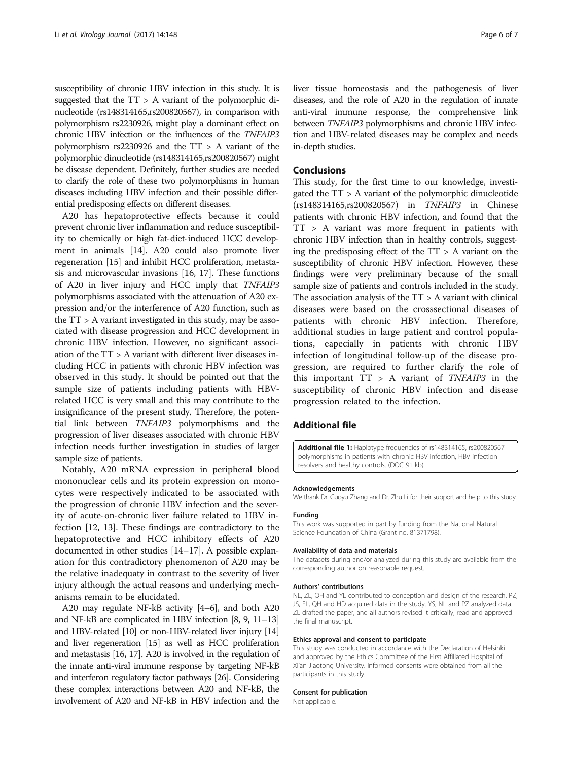susceptibility of chronic HBV infection in this study. It is suggested that the TT > A variant of the polymorphic dinucleotide (rs148314165,rs200820567), in comparison with polymorphism rs2230926, might play a dominant effect on chronic HBV infection or the influences of the *TNFAIP3* polymorphism rs2230926 and the TT > A variant of the polymorphic dinucleotide (rs148314165,rs200820567) might be disease dependent. Definitely, further studies are needed to clarify the role of these two polymorphisms in human diseases including HBV infection and their possible differential predisposing effects on different diseases.

A20 has hepatoprotective effects because it could prevent chronic liver inflammation and reduce susceptibility to chemically or high fat-diet-induced HCC development in animals [14]. A20 could also promote liver regeneration [15] and inhibit HCC proliferation, metastasis and microvascular invasions [16, 17]. These functions of A20 in liver injury and HCC imply that *TNFAIP3* polymorphisms associated with the attenuation of A20 expression and/or the interference of A20 function, such as the TT > A variant investigated in this study, may be associated with disease progression and HCC development in chronic HBV infection. However, no significant association of the TT > A variant with different liver diseases including HCC in patients with chronic HBV infection was observed in this study. It should be pointed out that the sample size of patients including patients with HBV-related HCC is very small and this may contribute to the insignificance of the present study. Therefore, the potential link between *TNFAIP3* polymorphisms and the progression of liver diseases associated with chronic HBV infection needs further investigation in studies of larger sample size of patients.

Notably, A20 mRNA expression in peripheral blood mononuclear cells and its protein expression on monocytes were respectively indicated to be associated with the progression of chronic HBV infection and the severity of acute-on-chronic liver failure related to HBV infection [12, 13]. These findings are contradictory to the hepatoprotective and HCC inhibitory effects of A20 documented in other studies [14–17]. A possible explanation for this contradictory phenomenon of A20 may be the relative inadequaty in contrast to the severity of liver injury although the actual reasons and underlying mechanisms remain to be elucidated.

A20 may regulate NF-kB activity [4–6], and both A20 and NF-kB are complicated in HBV infection [8, 9, 11–13] and HBV-related [10] or non-HBV-related liver injury [14] and liver regeneration [15] as well as HCC proliferation and metastasis [16, 17]. A20 is involved in the regulation of the innate anti-viral immune response by targeting NF-kB and interferon regulatory factor pathways [26]. Considering these complex interactions between A20 and NF-kB, the involvement of A20 and NF-kB in HBV infection and the liver tissue homeostasis and the pathogenesis of liver diseases, and the role of A20 in the regulation of innate anti-viral immune response, the comprehensive link between *TNFAIP3* polymorphisms and chronic HBV infection and HBV-related diseases may be complex and needs in-depth studies.

## Conclusions

This study, for the first time to our knowledge, investigated the TT > A variant of the polymorphic dinucleotide (rs148314165,rs200820567) in *TNFAIP3* in Chinese patients with chronic HBV infection, and found that the TT > A variant was more frequent in patients with chronic HBV infection than in healthy controls, suggesting the predisposing effect of the TT > A variant on the susceptibility of chronic HBV infection. However, these findings were very preliminary because of the small sample size of patients and controls included in the study. The association analysis of the TT > A variant with clinical diseases were based on the crosssectional diseases of patients with chronic HBV infection. Therefore, additional studies in large patient and control populations, eapecially in patients with chronic HBV infection of longitudinal follow-up of the disease progression, are required to further clarify the role of this important TT > A variant of *TNFAIP3* in the susceptibility of chronic HBV infection and disease progression related to the infection.

## Additional file

**Additional file 1:** Haplotype frequencies of rs148314165, rs200820567 polymorphisms in patients with chronic HBV infection, HBV infection resolvers and healthy controls. (DOC 91 kb)

#### Acknowledgements

We thank Dr. Guoyu Zhang and Dr. Zhu Li for their support and help to this study.

#### Funding

This work was supported in part by funding from the National Natural Science Foundation of China (Grant no. 81371798).

#### Availability of data and materials

The datasets during and/or analyzed during this study are available from the corresponding author on reasonable request.

#### Authors' contributions

NL, ZL, QH and YL contributed to conception and design of the research. PZ, JS, FL, QH and HD acquired data in the study. YS, NL and PZ analyzed data. ZL drafted the paper, and all authors revised it critically, read and approved the final manuscript.

#### Ethics approval and consent to participate

This study was conducted in accordance with the Declaration of Helsinki and approved by the Ethics Committee of the First Affiliated Hospital of Xi'an Jiaotong University. Informed consents were obtained from all the participants in this study.

#### Consent for publication

Not applicable.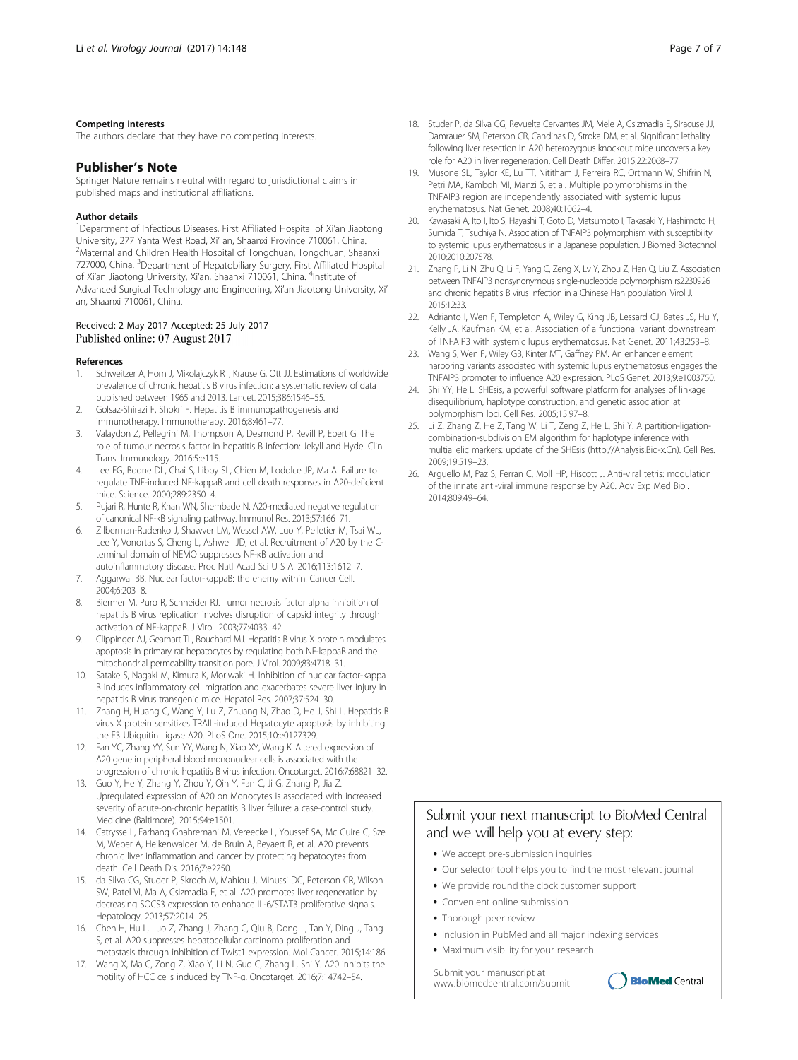### Competing interests

The authors declare that they have no competing interests.

## Publisher's Note

Springer Nature remains neutral with regard to jurisdictional claims in published maps and institutional affiliations.

### Author details

[1]Department of Infectious Diseases, First Affiliated Hospital of Xi'an Jiaotong University, 277 Yanta West Road, Xi' an, Shaanxi Province 710061, China. [2]Maternal and Children Health Hospital of Tongchuan, Tongchuan, Shaanxi 727000, China. [3]Department of Hepatobiliary Surgery, First Affiliated Hospital of Xi'an Jiaotong University, Xi'an, Shaanxi 710061, China. [4]Institute of Advanced Surgical Technology and Engineering, Xi'an Jiaotong University, Xi' an, Shaanxi 710061, China.

Received: 2 May 2017 Accepted: 25 July 2017
Published online: 07 August 2017

### References

1. Schweitzer A, Horn J, Mikolajczyk RT, Krause G, Ott JJ. Estimations of worldwide prevalence of chronic hepatitis B virus infection: a systematic review of data published between 1965 and 2013. Lancet. 2015;386:1546–55.
2. Golsaz-Shirazi F, Shokri F. Hepatitis B immunopathogenesis and immunotherapy. Immunotherapy. 2016;8:461–77.
3. Valaydon Z, Pellegrini M, Thompson A, Desmond P, Revill P, Ebert G. The role of tumour necrosis factor in hepatitis B infection: Jekyll and Hyde. Clin Transl Immunology. 2016;5:e115.
4. Lee EG, Boone DL, Chai S, Libby SL, Chien M, Lodolce JP, Ma A. Failure to regulate TNF-induced NF-kappaB and cell death responses in A20-deficient mice. Science. 2000;289:2350–4.
5. Pujari R, Hunte R, Khan WN, Shembade N. A20-mediated negative regulation of canonical NF-κB signaling pathway. Immunol Res. 2013;57:166–71.
6. Zilberman-Rudenko J, Shawver LM, Wessel AW, Luo Y, Pelletier M, Tsai WL, Lee Y, Vonortas S, Cheng L, Ashwell JD, et al. Recruitment of A20 by the C-terminal domain of NEMO suppresses NF-κB activation and autoinflammatory disease. Proc Natl Acad Sci U S A. 2016;113:1612–7.
7. Aggarwal BB. Nuclear factor-kappaB: the enemy within. Cancer Cell. 2004;6:203–8.
8. Biermer M, Puro R, Schneider RJ. Tumor necrosis factor alpha inhibition of hepatitis B virus replication involves disruption of capsid integrity through activation of NF-kappaB. J Virol. 2003;77:4033–42.
9. Clippinger AJ, Gearhart TL, Bouchard MJ. Hepatitis B virus X protein modulates apoptosis in primary rat hepatocytes by regulating both NF-kappaB and the mitochondrial permeability transition pore. J Virol. 2009;83:4718–31.
10. Satake S, Nagaki M, Kimura K, Moriwaki H. Inhibition of nuclear factor-kappa B induces inflammatory cell migration and exacerbates severe liver injury in hepatitis B virus transgenic mice. Hepatol Res. 2007;37:524–30.
11. Zhang H, Huang C, Wang Y, Lu Z, Zhuang N, Zhao D, He J, Shi L. Hepatitis B virus X protein sensitizes TRAIL-induced Hepatocyte apoptosis by inhibiting the E3 Ubiquitin Ligase A20. PLoS One. 2015;10:e0127329.
12. Fan YC, Zhang YY, Sun YY, Wang N, Xiao XY, Wang K. Altered expression of A20 gene in peripheral blood mononuclear cells is associated with the progression of chronic hepatitis B virus infection. Oncotarget. 2016;7:68821–32.
13. Guo Y, He Y, Zhang Y, Zhou Y, Qin Y, Fan C, Ji G, Zhang P, Jia Z. Upregulated expression of A20 on Monocytes is associated with increased severity of acute-on-chronic hepatitis B liver failure: a case-control study. Medicine (Baltimore). 2015;94:e1501.
14. Catrysse L, Farhang Ghahremani M, Vereecke L, Youssef SA, Mc Guire C, Sze M, Weber A, Heikenwalder M, de Bruin A, Beyaert R, et al. A20 prevents chronic liver inflammation and cancer by protecting hepatocytes from death. Cell Death Dis. 2016;7:e2250.
15. da Silva CG, Studer P, Skroch M, Mahiou J, Minussi DC, Peterson CR, Wilson SW, Patel VI, Ma A, Csizmadia E, et al. A20 promotes liver regeneration by decreasing SOCS3 expression to enhance IL-6/STAT3 proliferative signals. Hepatology. 2013;57:2014–25.
16. Chen H, Hu L, Luo Z, Zhang J, Zhang C, Qiu B, Dong L, Tan Y, Ding J, Tang S, et al. A20 suppresses hepatocellular carcinoma proliferation and metastasis through inhibition of Twist1 expression. Mol Cancer. 2015;14:186.
17. Wang X, Ma C, Zong Z, Xiao Y, Li N, Guo C, Zhang L, Shi Y. A20 inhibits the motility of HCC cells induced by TNF-α. Oncotarget. 2016;7:14742–54.
18. Studer P, da Silva CG, Revuelta Cervantes JM, Mele A, Csizmadia E, Siracuse JJ, Damrauer SM, Peterson CR, Candinas D, Stroka DM, et al. Significant lethality following liver resection in A20 heterozygous knockout mice uncovers a key role for A20 in liver regeneration. Cell Death Differ. 2015;22:2068–77.
19. Musone SL, Taylor KE, Lu TT, Nititham J, Ferreira RC, Ortmann W, Shifrin N, Petri MA, Kamboh MI, Manzi S, et al. Multiple polymorphisms in the TNFAIP3 region are independently associated with systemic lupus erythematosus. Nat Genet. 2008;40:1062–4.
20. Kawasaki A, Ito I, Ito S, Hayashi T, Goto D, Matsumoto I, Takasaki Y, Hashimoto H, Sumida T, Tsuchiya N. Association of TNFAIP3 polymorphism with susceptibility to systemic lupus erythematosus in a Japanese population. J Biomed Biotechnol. 2010;2010:207578.
21. Zhang P, Li N, Zhu Q, Li F, Yang C, Zeng X, Lv Y, Zhou Z, Han Q, Liu Z. Association between TNFAIP3 nonsynonymous single-nucleotide polymorphism rs2230926 and chronic hepatitis B virus infection in a Chinese Han population. Virol J. 2015;12:33.
22. Adrianto I, Wen F, Templeton A, Wiley G, King JB, Lessard CJ, Bates JS, Hu Y, Kelly JA, Kaufman KM, et al. Association of a functional variant downstream of TNFAIP3 with systemic lupus erythematosus. Nat Genet. 2011;43:253–8.
23. Wang S, Wen F, Wiley GB, Kinter MT, Gaffney PM. An enhancer element harboring variants associated with systemic lupus erythematosus engages the TNFAIP3 promoter to influence A20 expression. PLoS Genet. 2013;9:e1003750.
24. Shi YY, He L. SHEsis, a powerful software platform for analyses of linkage disequilibrium, haplotype construction, and genetic association at polymorphism loci. Cell Res. 2005;15:97–8.
25. Li Z, Zhang Z, He Z, Tang W, Li T, Zeng Z, He L, Shi Y. A partition-ligation-combination-subdivision EM algorithm for haplotype inference with multiallelic markers: update of the SHEsis (http://Analysis.Bio-x.Cn). Cell Res. 2009;19:519–23.
26. Arguello M, Paz S, Ferran C, Moll HP, Hiscott J. Anti-viral tetris: modulation of the innate anti-viral immune response by A20. Adv Exp Med Biol. 2014;809:49–64.